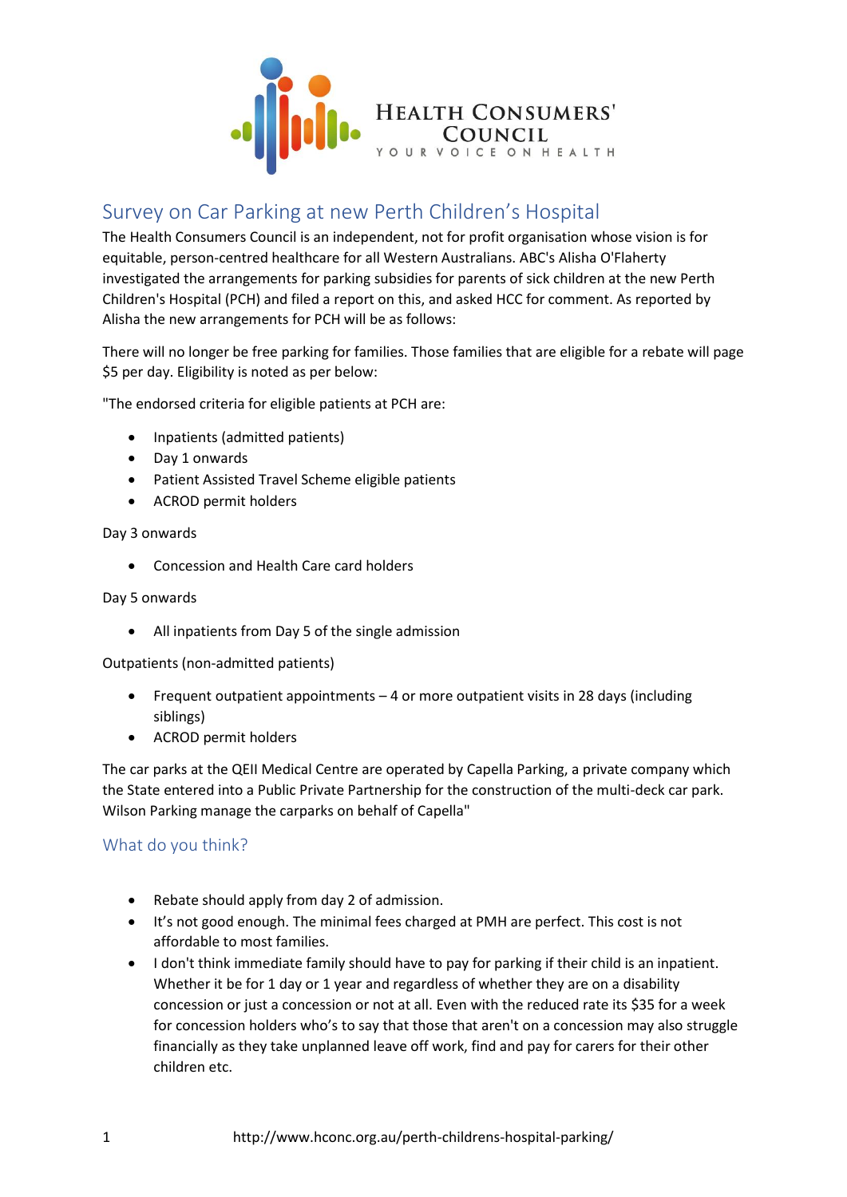HEALTH CONSUMERS' COUNCIL
YOUR VOICE ON HEALTH

# Survey on Car Parking at new Perth Children's Hospital

The Health Consumers Council is an independent, not for profit organisation whose vision is for equitable, person-centred healthcare for all Western Australians. ABC's Alisha O'Flaherty investigated the arrangements for parking subsidies for parents of sick children at the new Perth Children's Hospital (PCH) and filed a report on this, and asked HCC for comment. As reported by Alisha the new arrangements for PCH will be as follows:

There will no longer be free parking for families. Those families that are eligible for a rebate will page $5 per day. Eligibility is noted as per below:

"The endorsed criteria for eligible patients at PCH are:

- Inpatients (admitted patients)
- Day 1 onwards
- Patient Assisted Travel Scheme eligible patients
- ACROD permit holders

Day 3 onwards

- Concession and Health Care card holders

Day 5 onwards

- All inpatients from Day 5 of the single admission

Outpatients (non-admitted patients)

- Frequent outpatient appointments – 4 or more outpatient visits in 28 days (including siblings)
- ACROD permit holders

The car parks at the QEII Medical Centre are operated by Capella Parking, a private company which the State entered into a Public Private Partnership for the construction of the multi-deck car park. Wilson Parking manage the carparks on behalf of Capella"

## What do you think?

- Rebate should apply from day 2 of admission.
- It's not good enough. The minimal fees charged at PMH are perfect. This cost is not affordable to most families.
- I don't think immediate family should have to pay for parking if their child is an inpatient. Whether it be for 1 day or 1 year and regardless of whether they are on a disability concession or just a concession or not at all. Even with the reduced rate its $35 for a week for concession holders who's to say that those that aren't on a concession may also struggle financially as they take unplanned leave off work, find and pay for carers for their other children etc.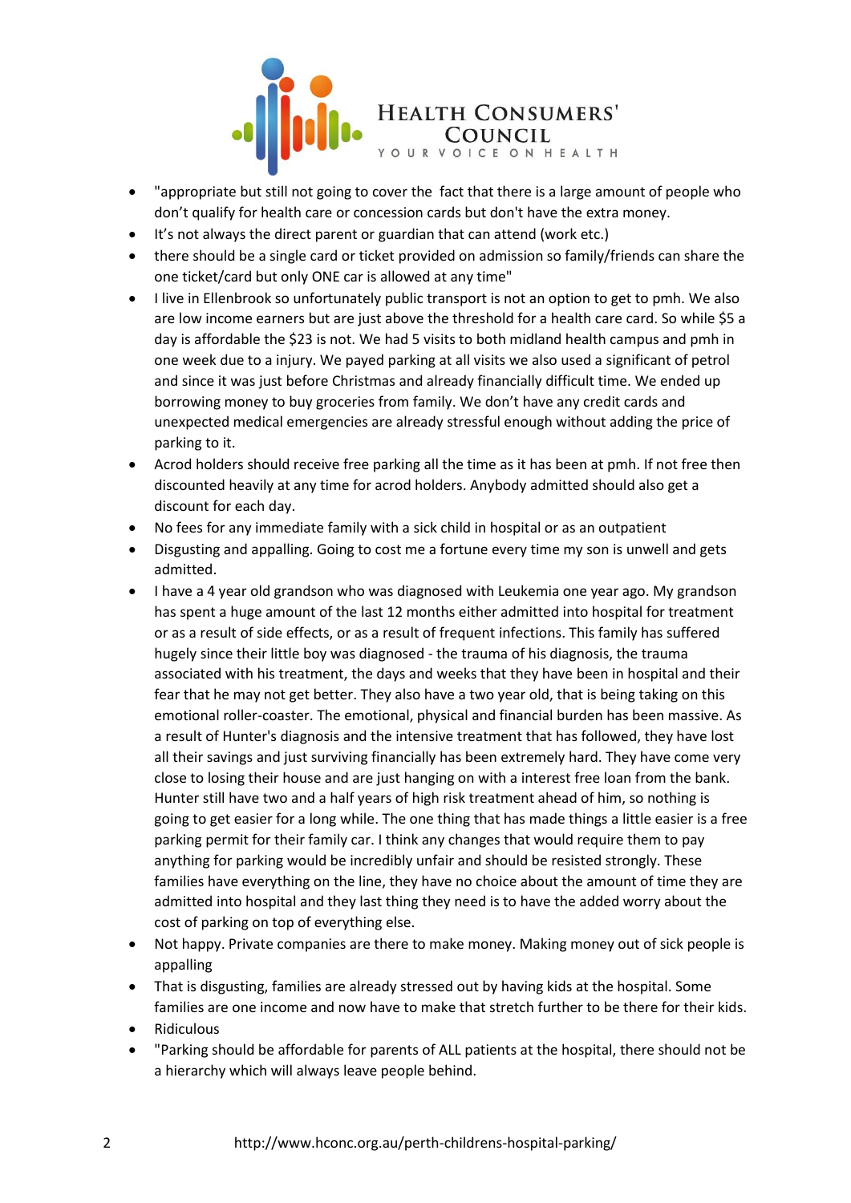- "appropriate but still not going to cover the  fact that there is a large amount of people who don't qualify for health care or concession cards but don't have the extra money.
- It's not always the direct parent or guardian that can attend (work etc.)
- there should be a single card or ticket provided on admission so family/friends can share the one ticket/card but only ONE car is allowed at any time"
- I live in Ellenbrook so unfortunately public transport is not an option to get to pmh. We also are low income earners but are just above the threshold for a health care card. So while $5 a day is affordable the $23 is not. We had 5 visits to both midland health campus and pmh in one week due to a injury. We payed parking at all visits we also used a significant of petrol and since it was just before Christmas and already financially difficult time. We ended up borrowing money to buy groceries from family. We don't have any credit cards and unexpected medical emergencies are already stressful enough without adding the price of parking to it.
- Acrod holders should receive free parking all the time as it has been at pmh. If not free then discounted heavily at any time for acrod holders. Anybody admitted should also get a discount for each day.
- No fees for any immediate family with a sick child in hospital or as an outpatient
- Disgusting and appalling. Going to cost me a fortune every time my son is unwell and gets admitted.
- I have a 4 year old grandson who was diagnosed with Leukemia one year ago. My grandson has spent a huge amount of the last 12 months either admitted into hospital for treatment or as a result of side effects, or as a result of frequent infections. This family has suffered hugely since their little boy was diagnosed - the trauma of his diagnosis, the trauma associated with his treatment, the days and weeks that they have been in hospital and their fear that he may not get better. They also have a two year old, that is being taking on this emotional roller-coaster. The emotional, physical and financial burden has been massive. As a result of Hunter's diagnosis and the intensive treatment that has followed, they have lost all their savings and just surviving financially has been extremely hard. They have come very close to losing their house and are just hanging on with a interest free loan from the bank. Hunter still have two and a half years of high risk treatment ahead of him, so nothing is going to get easier for a long while. The one thing that has made things a little easier is a free parking permit for their family car. I think any changes that would require them to pay anything for parking would be incredibly unfair and should be resisted strongly. These families have everything on the line, they have no choice about the amount of time they are admitted into hospital and they last thing they need is to have the added worry about the cost of parking on top of everything else.
- Not happy. Private companies are there to make money. Making money out of sick people is appalling
- That is disgusting, families are already stressed out by having kids at the hospital. Some families are one income and now have to make that stretch further to be there for their kids.
- Ridiculous
- "Parking should be affordable for parents of ALL patients at the hospital, there should not be a hierarchy which will always leave people behind.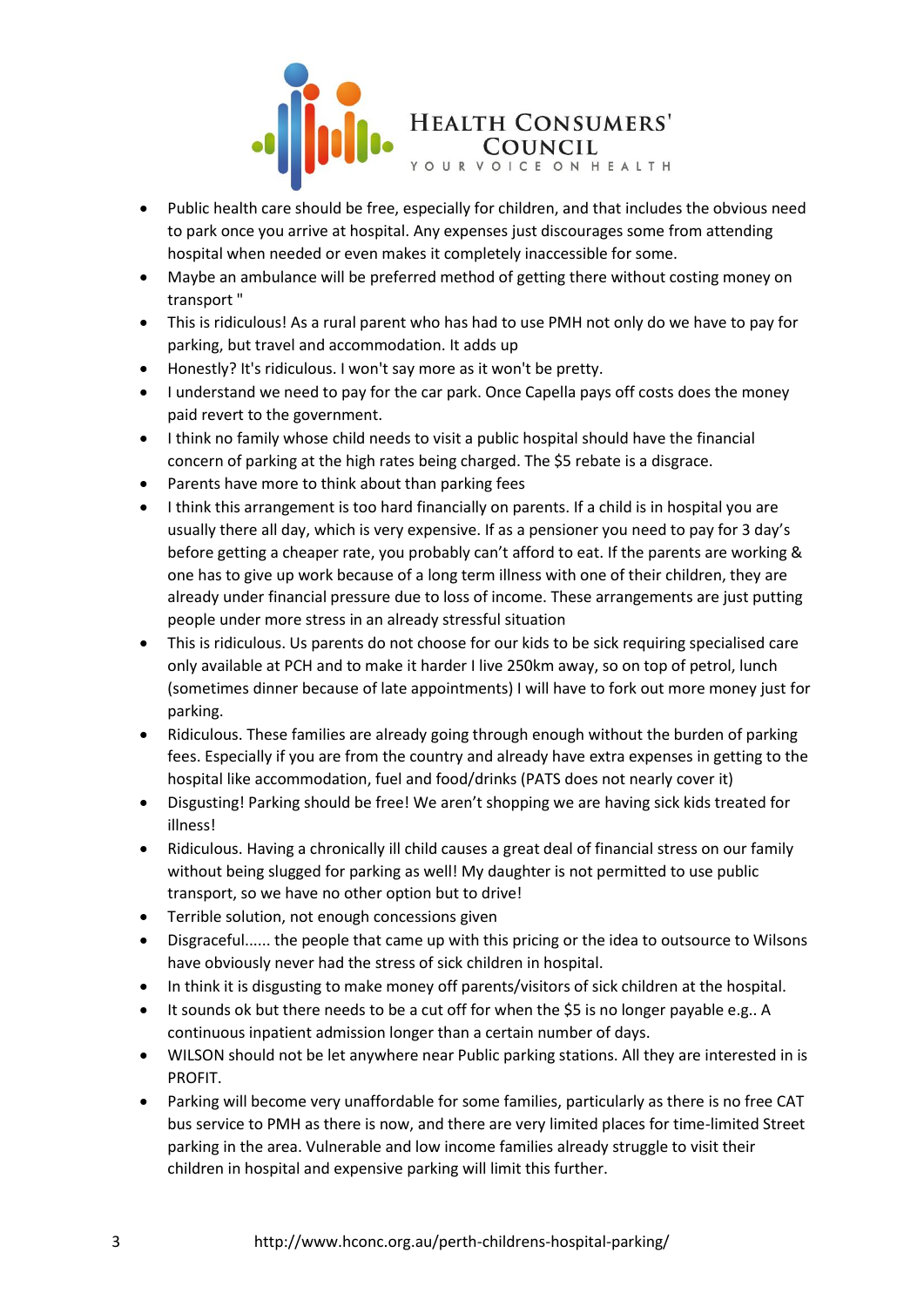- Public health care should be free, especially for children, and that includes the obvious need to park once you arrive at hospital. Any expenses just discourages some from attending hospital when needed or even makes it completely inaccessible for some.
- Maybe an ambulance will be preferred method of getting there without costing money on transport "
- This is ridiculous! As a rural parent who has had to use PMH not only do we have to pay for parking, but travel and accommodation. It adds up
- Honestly? It's ridiculous. I won't say more as it won't be pretty.
- I understand we need to pay for the car park. Once Capella pays off costs does the money paid revert to the government.
- I think no family whose child needs to visit a public hospital should have the financial concern of parking at the high rates being charged. The $5 rebate is a disgrace.
- Parents have more to think about than parking fees
- I think this arrangement is too hard financially on parents. If a child is in hospital you are usually there all day, which is very expensive. If as a pensioner you need to pay for 3 day's before getting a cheaper rate, you probably can't afford to eat. If the parents are working & one has to give up work because of a long term illness with one of their children, they are already under financial pressure due to loss of income. These arrangements are just putting people under more stress in an already stressful situation
- This is ridiculous. Us parents do not choose for our kids to be sick requiring specialised care only available at PCH and to make it harder I live 250km away, so on top of petrol, lunch (sometimes dinner because of late appointments) I will have to fork out more money just for parking.
- Ridiculous. These families are already going through enough without the burden of parking fees. Especially if you are from the country and already have extra expenses in getting to the hospital like accommodation, fuel and food/drinks (PATS does not nearly cover it)
- Disgusting! Parking should be free! We aren't shopping we are having sick kids treated for illness!
- Ridiculous. Having a chronically ill child causes a great deal of financial stress on our family without being slugged for parking as well! My daughter is not permitted to use public transport, so we have no other option but to drive!
- Terrible solution, not enough concessions given
- Disgraceful...... the people that came up with this pricing or the idea to outsource to Wilsons have obviously never had the stress of sick children in hospital.
- In think it is disgusting to make money off parents/visitors of sick children at the hospital.
- It sounds ok but there needs to be a cut off for when the $5 is no longer payable e.g.. A continuous inpatient admission longer than a certain number of days.
- WILSON should not be let anywhere near Public parking stations. All they are interested in is PROFIT.
- Parking will become very unaffordable for some families, particularly as there is no free CAT bus service to PMH as there is now, and there are very limited places for time-limited Street parking in the area. Vulnerable and low income families already struggle to visit their children in hospital and expensive parking will limit this further.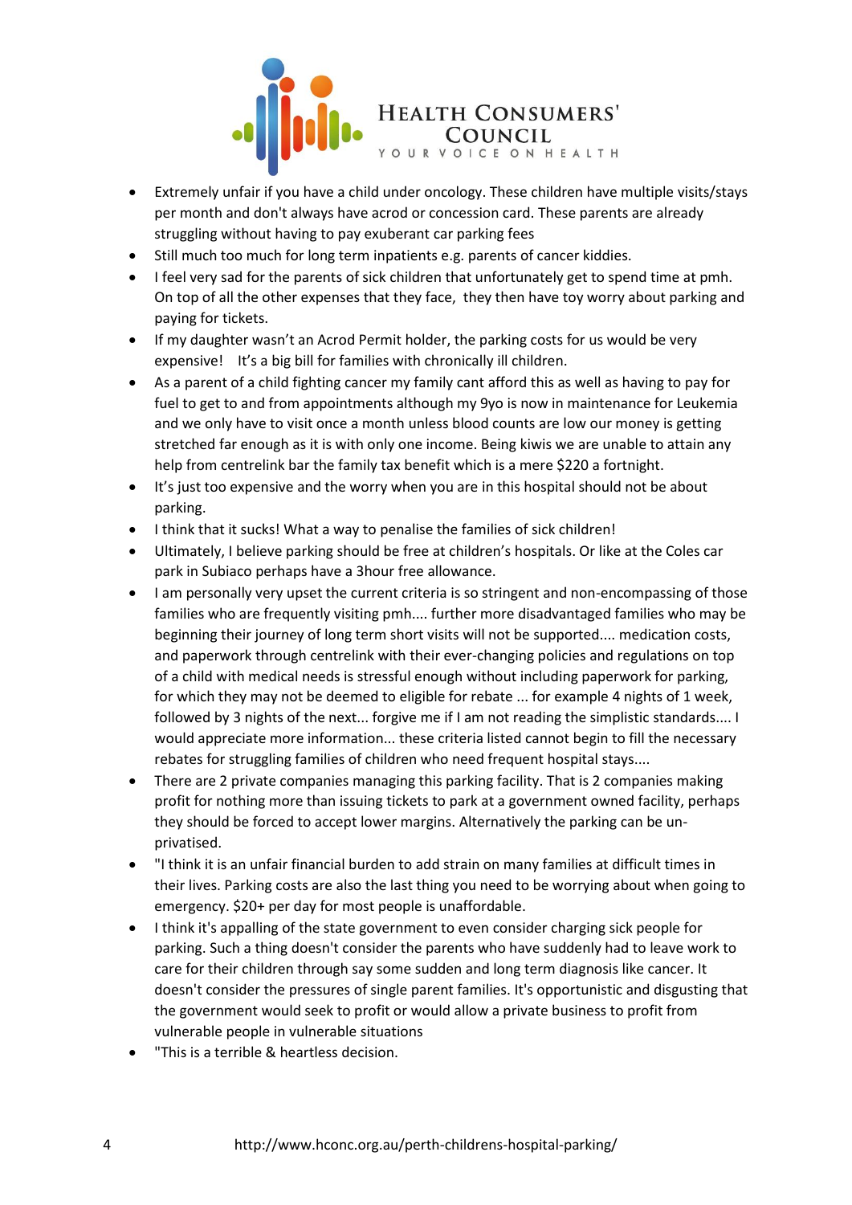- Extremely unfair if you have a child under oncology. These children have multiple visits/stays per month and don't always have acrod or concession card. These parents are already struggling without having to pay exuberant car parking fees
- Still much too much for long term inpatients e.g. parents of cancer kiddies.
- I feel very sad for the parents of sick children that unfortunately get to spend time at pmh. On top of all the other expenses that they face, they then have toy worry about parking and paying for tickets.
- If my daughter wasn't an Acrod Permit holder, the parking costs for us would be very expensive! It's a big bill for families with chronically ill children.
- As a parent of a child fighting cancer my family cant afford this as well as having to pay for fuel to get to and from appointments although my 9yo is now in maintenance for Leukemia and we only have to visit once a month unless blood counts are low our money is getting stretched far enough as it is with only one income. Being kiwis we are unable to attain any help from centrelink bar the family tax benefit which is a mere $220 a fortnight.
- It's just too expensive and the worry when you are in this hospital should not be about parking.
- I think that it sucks! What a way to penalise the families of sick children!
- Ultimately, I believe parking should be free at children's hospitals. Or like at the Coles car park in Subiaco perhaps have a 3hour free allowance.
- I am personally very upset the current criteria is so stringent and non-encompassing of those families who are frequently visiting pmh.... further more disadvantaged families who may be beginning their journey of long term short visits will not be supported.... medication costs, and paperwork through centrelink with their ever-changing policies and regulations on top of a child with medical needs is stressful enough without including paperwork for parking, for which they may not be deemed to eligible for rebate ... for example 4 nights of 1 week, followed by 3 nights of the next... forgive me if I am not reading the simplistic standards.... I would appreciate more information... these criteria listed cannot begin to fill the necessary rebates for struggling families of children who need frequent hospital stays....
- There are 2 private companies managing this parking facility. That is 2 companies making profit for nothing more than issuing tickets to park at a government owned facility, perhaps they should be forced to accept lower margins. Alternatively the parking can be un-privatised.
- "I think it is an unfair financial burden to add strain on many families at difficult times in their lives. Parking costs are also the last thing you need to be worrying about when going to emergency. $20+ per day for most people is unaffordable.
- I think it's appalling of the state government to even consider charging sick people for parking. Such a thing doesn't consider the parents who have suddenly had to leave work to care for their children through say some sudden and long term diagnosis like cancer. It doesn't consider the pressures of single parent families. It's opportunistic and disgusting that the government would seek to profit or would allow a private business to profit from vulnerable people in vulnerable situations
- "This is a terrible & heartless decision.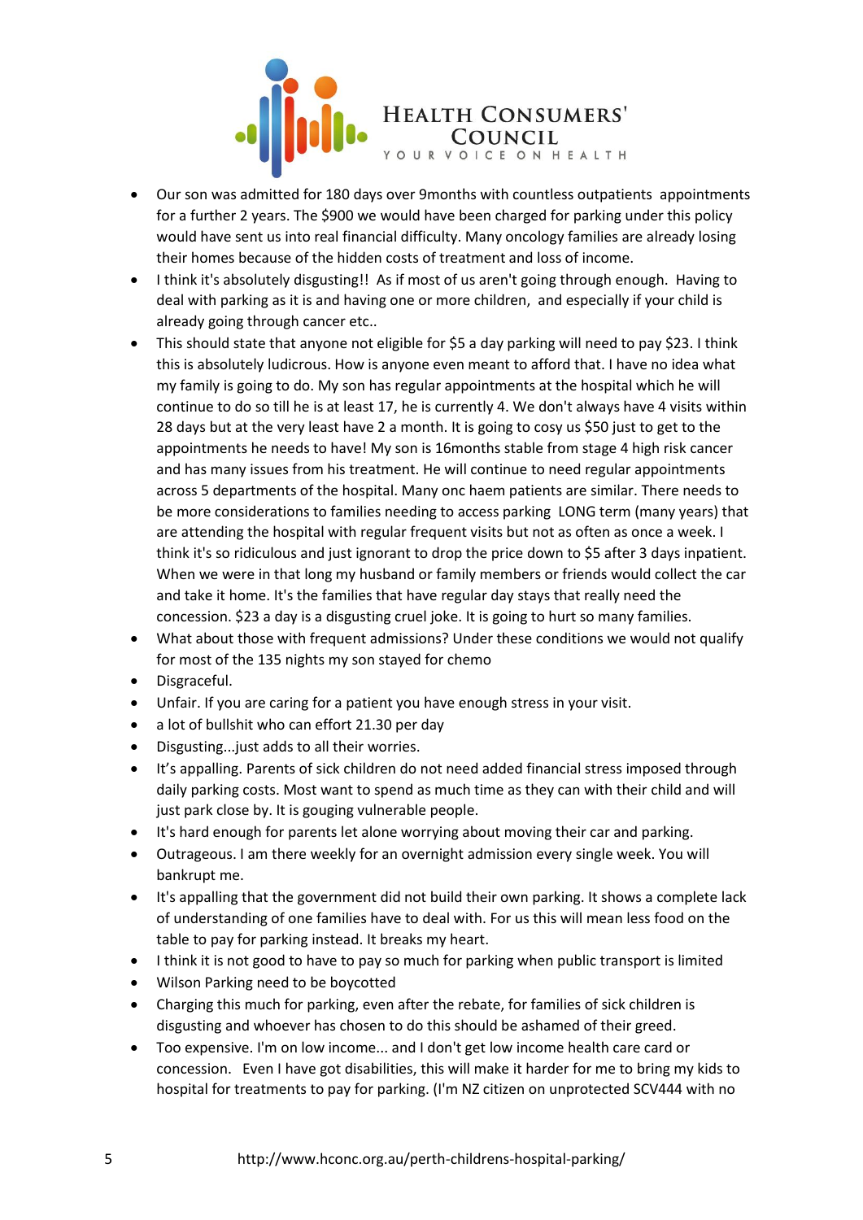- Our son was admitted for 180 days over 9months with countless outpatients appointments for a further 2 years. The $900 we would have been charged for parking under this policy would have sent us into real financial difficulty. Many oncology families are already losing their homes because of the hidden costs of treatment and loss of income.
- I think it's absolutely disgusting!! As if most of us aren't going through enough. Having to deal with parking as it is and having one or more children, and especially if your child is already going through cancer etc..
- This should state that anyone not eligible for $5 a day parking will need to pay $23. I think this is absolutely ludicrous. How is anyone even meant to afford that. I have no idea what my family is going to do. My son has regular appointments at the hospital which he will continue to do so till he is at least 17, he is currently 4. We don't always have 4 visits within 28 days but at the very least have 2 a month. It is going to cosy us $50 just to get to the appointments he needs to have! My son is 16months stable from stage 4 high risk cancer and has many issues from his treatment. He will continue to need regular appointments across 5 departments of the hospital. Many onc haem patients are similar. There needs to be more considerations to families needing to access parking LONG term (many years) that are attending the hospital with regular frequent visits but not as often as once a week. I think it's so ridiculous and just ignorant to drop the price down to $5 after 3 days inpatient. When we were in that long my husband or family members or friends would collect the car and take it home. It's the families that have regular day stays that really need the concession. $23 a day is a disgusting cruel joke. It is going to hurt so many families.
- What about those with frequent admissions? Under these conditions we would not qualify for most of the 135 nights my son stayed for chemo
- Disgraceful.
- Unfair. If you are caring for a patient you have enough stress in your visit.
- a lot of bullshit who can effort 21.30 per day
- Disgusting...just adds to all their worries.
- It's appalling. Parents of sick children do not need added financial stress imposed through daily parking costs. Most want to spend as much time as they can with their child and will just park close by. It is gouging vulnerable people.
- It's hard enough for parents let alone worrying about moving their car and parking.
- Outrageous. I am there weekly for an overnight admission every single week. You will bankrupt me.
- It's appalling that the government did not build their own parking. It shows a complete lack of understanding of one families have to deal with. For us this will mean less food on the table to pay for parking instead. It breaks my heart.
- I think it is not good to have to pay so much for parking when public transport is limited
- Wilson Parking need to be boycotted
- Charging this much for parking, even after the rebate, for families of sick children is disgusting and whoever has chosen to do this should be ashamed of their greed.
- Too expensive. I'm on low income... and I don't get low income health care card or concession. Even I have got disabilities, this will make it harder for me to bring my kids to hospital for treatments to pay for parking. (I'm NZ citizen on unprotected SCV444 with no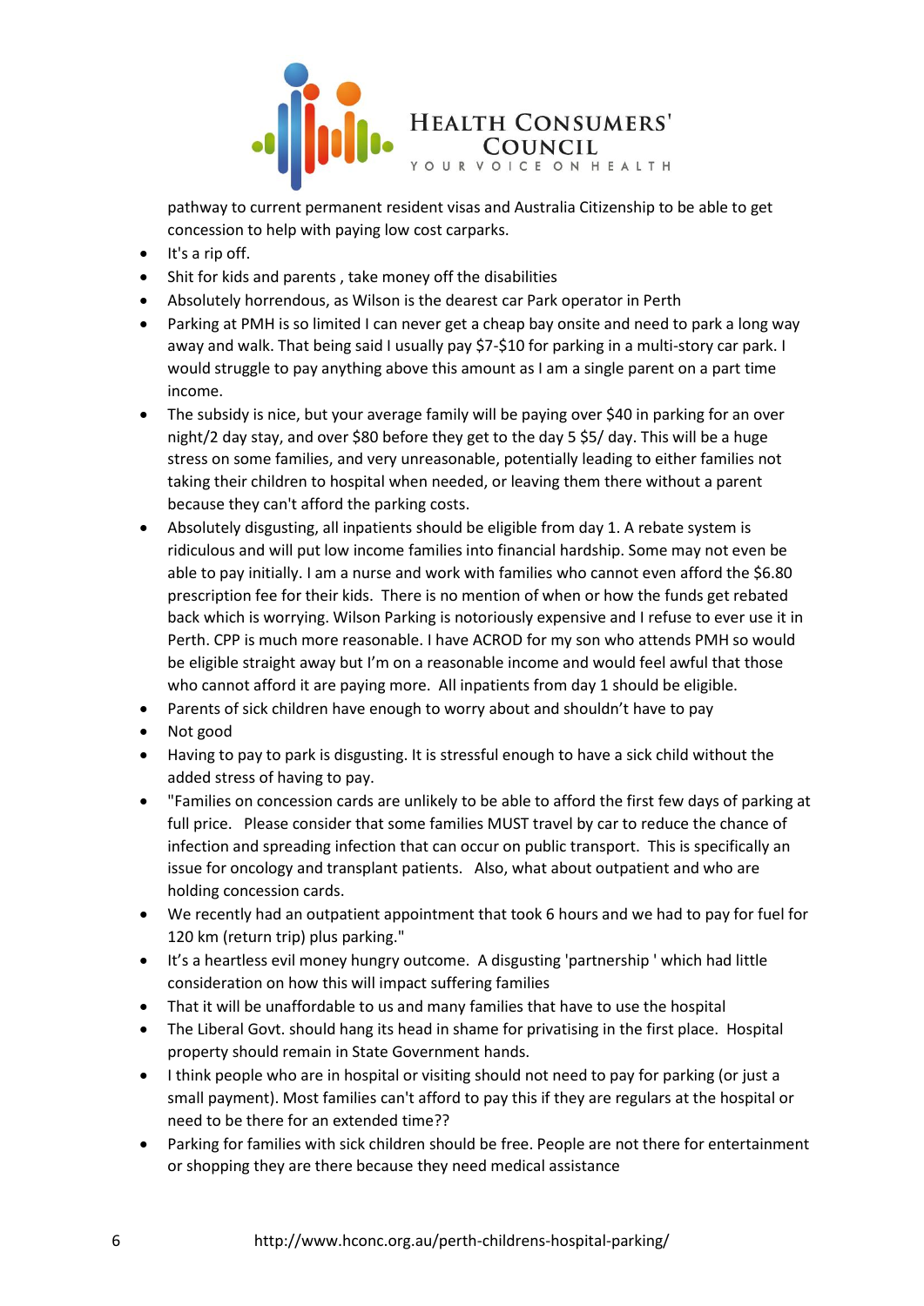pathway to current permanent resident visas and Australia Citizenship to be able to get concession to help with paying low cost carparks.

- It's a rip off.
- Shit for kids and parents , take money off the disabilities
- Absolutely horrendous, as Wilson is the dearest car Park operator in Perth
- Parking at PMH is so limited I can never get a cheap bay onsite and need to park a long way away and walk. That being said I usually pay $7-$10 for parking in a multi-story car park. I would struggle to pay anything above this amount as I am a single parent on a part time income.
- The subsidy is nice, but your average family will be paying over $40 in parking for an over night/2 day stay, and over $80 before they get to the day 5 $5/ day. This will be a huge stress on some families, and very unreasonable, potentially leading to either families not taking their children to hospital when needed, or leaving them there without a parent because they can't afford the parking costs.
- Absolutely disgusting, all inpatients should be eligible from day 1. A rebate system is ridiculous and will put low income families into financial hardship. Some may not even be able to pay initially. I am a nurse and work with families who cannot even afford the $6.80 prescription fee for their kids. There is no mention of when or how the funds get rebated back which is worrying. Wilson Parking is notoriously expensive and I refuse to ever use it in Perth. CPP is much more reasonable. I have ACROD for my son who attends PMH so would be eligible straight away but I'm on a reasonable income and would feel awful that those who cannot afford it are paying more. All inpatients from day 1 should be eligible.
- Parents of sick children have enough to worry about and shouldn't have to pay
- Not good
- Having to pay to park is disgusting. It is stressful enough to have a sick child without the added stress of having to pay.
- "Families on concession cards are unlikely to be able to afford the first few days of parking at full price. Please consider that some families MUST travel by car to reduce the chance of infection and spreading infection that can occur on public transport. This is specifically an issue for oncology and transplant patients. Also, what about outpatient and who are holding concession cards.
- We recently had an outpatient appointment that took 6 hours and we had to pay for fuel for 120 km (return trip) plus parking."
- It's a heartless evil money hungry outcome. A disgusting 'partnership ' which had little consideration on how this will impact suffering families
- That it will be unaffordable to us and many families that have to use the hospital
- The Liberal Govt. should hang its head in shame for privatising in the first place. Hospital property should remain in State Government hands.
- I think people who are in hospital or visiting should not need to pay for parking (or just a small payment). Most families can't afford to pay this if they are regulars at the hospital or need to be there for an extended time??
- Parking for families with sick children should be free. People are not there for entertainment or shopping they are there because they need medical assistance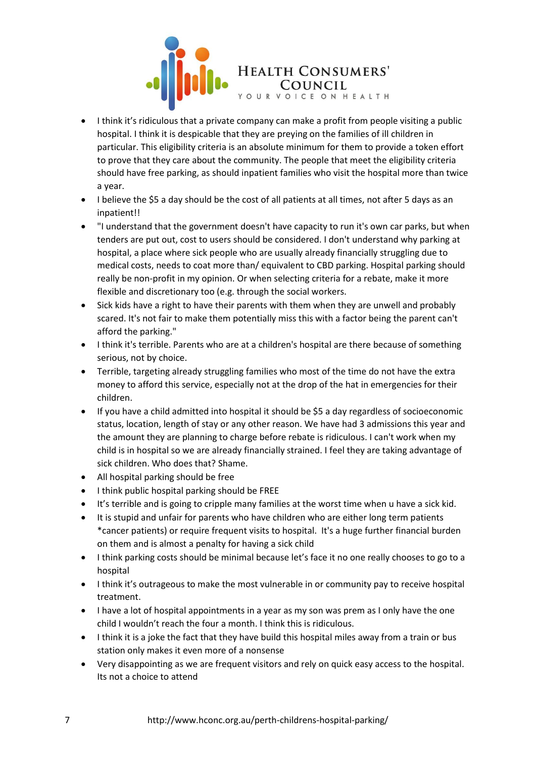- I think it's ridiculous that a private company can make a profit from people visiting a public hospital. I think it is despicable that they are preying on the families of ill children in particular. This eligibility criteria is an absolute minimum for them to provide a token effort to prove that they care about the community. The people that meet the eligibility criteria should have free parking, as should inpatient families who visit the hospital more than twice a year.
- I believe the $5 a day should be the cost of all patients at all times, not after 5 days as an inpatient!!
- "I understand that the government doesn't have capacity to run it's own car parks, but when tenders are put out, cost to users should be considered. I don't understand why parking at hospital, a place where sick people who are usually already financially struggling due to medical costs, needs to coat more than/ equivalent to CBD parking. Hospital parking should really be non-profit in my opinion. Or when selecting criteria for a rebate, make it more flexible and discretionary too (e.g. through the social workers.
- Sick kids have a right to have their parents with them when they are unwell and probably scared. It's not fair to make them potentially miss this with a factor being the parent can't afford the parking."
- I think it's terrible. Parents who are at a children's hospital are there because of something serious, not by choice.
- Terrible, targeting already struggling families who most of the time do not have the extra money to afford this service, especially not at the drop of the hat in emergencies for their children.
- If you have a child admitted into hospital it should be $5 a day regardless of socioeconomic status, location, length of stay or any other reason. We have had 3 admissions this year and the amount they are planning to charge before rebate is ridiculous. I can't work when my child is in hospital so we are already financially strained. I feel they are taking advantage of sick children. Who does that? Shame.
- All hospital parking should be free
- I think public hospital parking should be FREE
- It's terrible and is going to cripple many families at the worst time when u have a sick kid.
- It is stupid and unfair for parents who have children who are either long term patients *cancer patients) or require frequent visits to hospital. It's a huge further financial burden on them and is almost a penalty for having a sick child
- I think parking costs should be minimal because let's face it no one really chooses to go to a hospital
- I think it's outrageous to make the most vulnerable in or community pay to receive hospital treatment.
- I have a lot of hospital appointments in a year as my son was prem as I only have the one child I wouldn't reach the four a month. I think this is ridiculous.
- I think it is a joke the fact that they have build this hospital miles away from a train or bus station only makes it even more of a nonsense
- Very disappointing as we are frequent visitors and rely on quick easy access to the hospital. Its not a choice to attend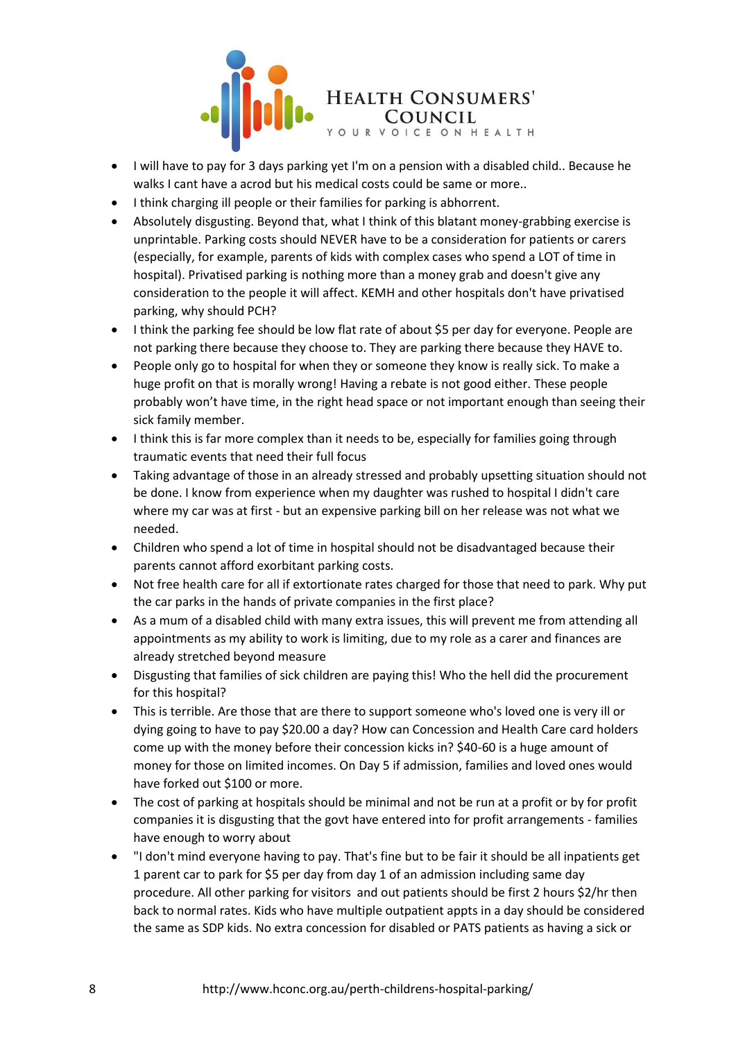- I will have to pay for 3 days parking yet I'm on a pension with a disabled child.. Because he walks I cant have a acrod but his medical costs could be same or more..
- I think charging ill people or their families for parking is abhorrent.
- Absolutely disgusting. Beyond that, what I think of this blatant money-grabbing exercise is unprintable. Parking costs should NEVER have to be a consideration for patients or carers (especially, for example, parents of kids with complex cases who spend a LOT of time in hospital). Privatised parking is nothing more than a money grab and doesn't give any consideration to the people it will affect. KEMH and other hospitals don't have privatised parking, why should PCH?
- I think the parking fee should be low flat rate of about $5 per day for everyone. People are not parking there because they choose to. They are parking there because they HAVE to.
- People only go to hospital for when they or someone they know is really sick. To make a huge profit on that is morally wrong! Having a rebate is not good either. These people probably won't have time, in the right head space or not important enough than seeing their sick family member.
- I think this is far more complex than it needs to be, especially for families going through traumatic events that need their full focus
- Taking advantage of those in an already stressed and probably upsetting situation should not be done. I know from experience when my daughter was rushed to hospital I didn't care where my car was at first - but an expensive parking bill on her release was not what we needed.
- Children who spend a lot of time in hospital should not be disadvantaged because their parents cannot afford exorbitant parking costs.
- Not free health care for all if extortionate rates charged for those that need to park. Why put the car parks in the hands of private companies in the first place?
- As a mum of a disabled child with many extra issues, this will prevent me from attending all appointments as my ability to work is limiting, due to my role as a carer and finances are already stretched beyond measure
- Disgusting that families of sick children are paying this! Who the hell did the procurement for this hospital?
- This is terrible. Are those that are there to support someone who's loved one is very ill or dying going to have to pay $20.00 a day? How can Concession and Health Care card holders come up with the money before their concession kicks in? $40-60 is a huge amount of money for those on limited incomes. On Day 5 if admission, families and loved ones would have forked out $100 or more.
- The cost of parking at hospitals should be minimal and not be run at a profit or by for profit companies it is disgusting that the govt have entered into for profit arrangements - families have enough to worry about
- "I don't mind everyone having to pay. That's fine but to be fair it should be all inpatients get 1 parent car to park for $5 per day from day 1 of an admission including same day procedure. All other parking for visitors and out patients should be first 2 hours $2/hr then back to normal rates. Kids who have multiple outpatient appts in a day should be considered the same as SDP kids. No extra concession for disabled or PATS patients as having a sick or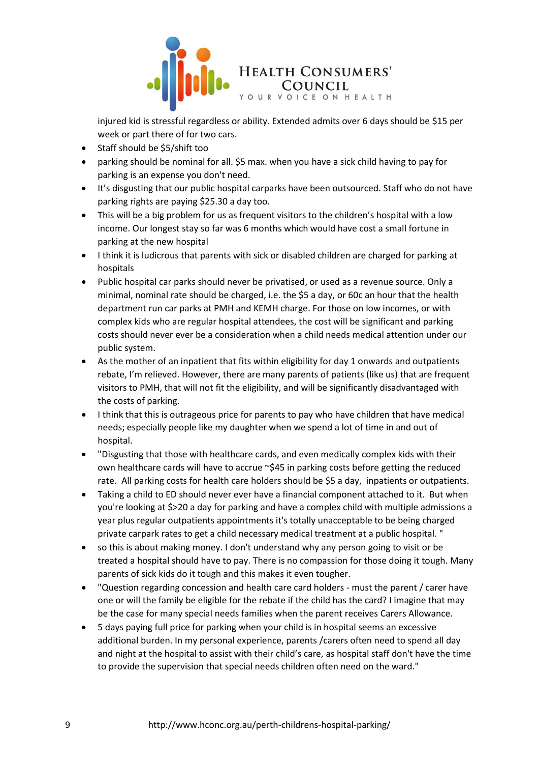injured kid is stressful regardless or ability. Extended admits over 6 days should be $15 per week or part there of for two cars.

- Staff should be $5/shift too
- parking should be nominal for all. $5 max. when you have a sick child having to pay for parking is an expense you don't need.
- It's disgusting that our public hospital carparks have been outsourced. Staff who do not have parking rights are paying $25.30 a day too.
- This will be a big problem for us as frequent visitors to the children's hospital with a low income. Our longest stay so far was 6 months which would have cost a small fortune in parking at the new hospital
- I think it is ludicrous that parents with sick or disabled children are charged for parking at hospitals
- Public hospital car parks should never be privatised, or used as a revenue source. Only a minimal, nominal rate should be charged, i.e. the $5 a day, or 60c an hour that the health department run car parks at PMH and KEMH charge. For those on low incomes, or with complex kids who are regular hospital attendees, the cost will be significant and parking costs should never ever be a consideration when a child needs medical attention under our public system.
- As the mother of an inpatient that fits within eligibility for day 1 onwards and outpatients rebate, I'm relieved. However, there are many parents of patients (like us) that are frequent visitors to PMH, that will not fit the eligibility, and will be significantly disadvantaged with the costs of parking.
- I think that this is outrageous price for parents to pay who have children that have medical needs; especially people like my daughter when we spend a lot of time in and out of hospital.
- "Disgusting that those with healthcare cards, and even medically complex kids with their own healthcare cards will have to accrue ~$45 in parking costs before getting the reduced rate. All parking costs for health care holders should be $5 a day, inpatients or outpatients.
- Taking a child to ED should never ever have a financial component attached to it. But when you're looking at $>20 a day for parking and have a complex child with multiple admissions a year plus regular outpatients appointments it's totally unacceptable to be being charged private carpark rates to get a child necessary medical treatment at a public hospital. "
- so this is about making money. I don't understand why any person going to visit or be treated a hospital should have to pay. There is no compassion for those doing it tough. Many parents of sick kids do it tough and this makes it even tougher.
- "Question regarding concession and health care card holders - must the parent / carer have one or will the family be eligible for the rebate if the child has the card? I imagine that may be the case for many special needs families when the parent receives Carers Allowance.
- 5 days paying full price for parking when your child is in hospital seems an excessive additional burden. In my personal experience, parents /carers often need to spend all day and night at the hospital to assist with their child's care, as hospital staff don't have the time to provide the supervision that special needs children often need on the ward."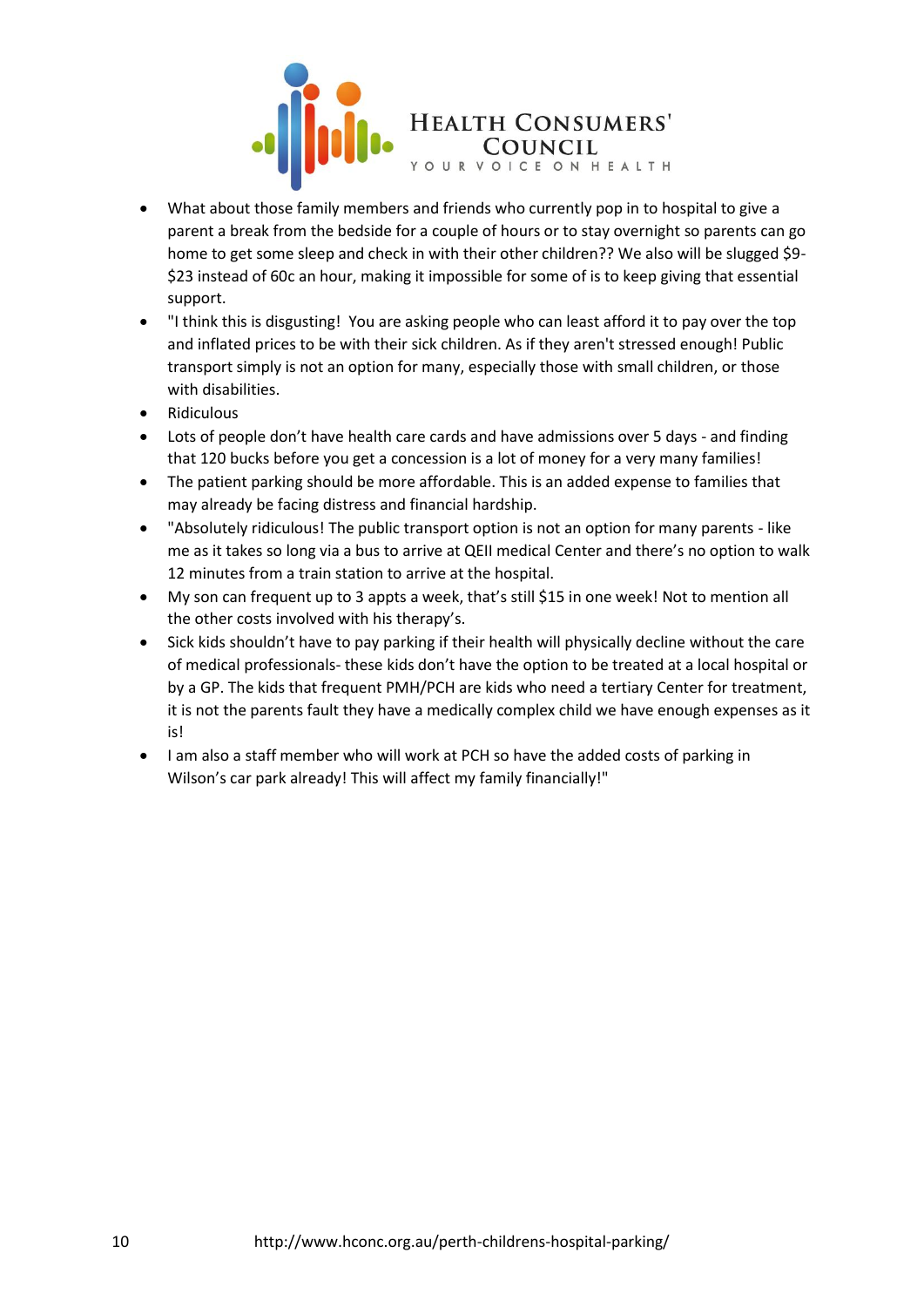- What about those family members and friends who currently pop in to hospital to give a parent a break from the bedside for a couple of hours or to stay overnight so parents can go home to get some sleep and check in with their other children?? We also will be slugged $9-$23 instead of 60c an hour, making it impossible for some of is to keep giving that essential support.
- "I think this is disgusting! You are asking people who can least afford it to pay over the top and inflated prices to be with their sick children. As if they aren't stressed enough! Public transport simply is not an option for many, especially those with small children, or those with disabilities.
- Ridiculous
- Lots of people don't have health care cards and have admissions over 5 days - and finding that 120 bucks before you get a concession is a lot of money for a very many families!
- The patient parking should be more affordable. This is an added expense to families that may already be facing distress and financial hardship.
- "Absolutely ridiculous! The public transport option is not an option for many parents - like me as it takes so long via a bus to arrive at QEII medical Center and there's no option to walk 12 minutes from a train station to arrive at the hospital.
- My son can frequent up to 3 appts a week, that's still $15 in one week! Not to mention all the other costs involved with his therapy's.
- Sick kids shouldn't have to pay parking if their health will physically decline without the care of medical professionals- these kids don't have the option to be treated at a local hospital or by a GP. The kids that frequent PMH/PCH are kids who need a tertiary Center for treatment, it is not the parents fault they have a medically complex child we have enough expenses as it is!
- I am also a staff member who will work at PCH so have the added costs of parking in Wilson's car park already! This will affect my family financially!"

http://www.hconc.org.au/perth-childrens-hospital-parking/